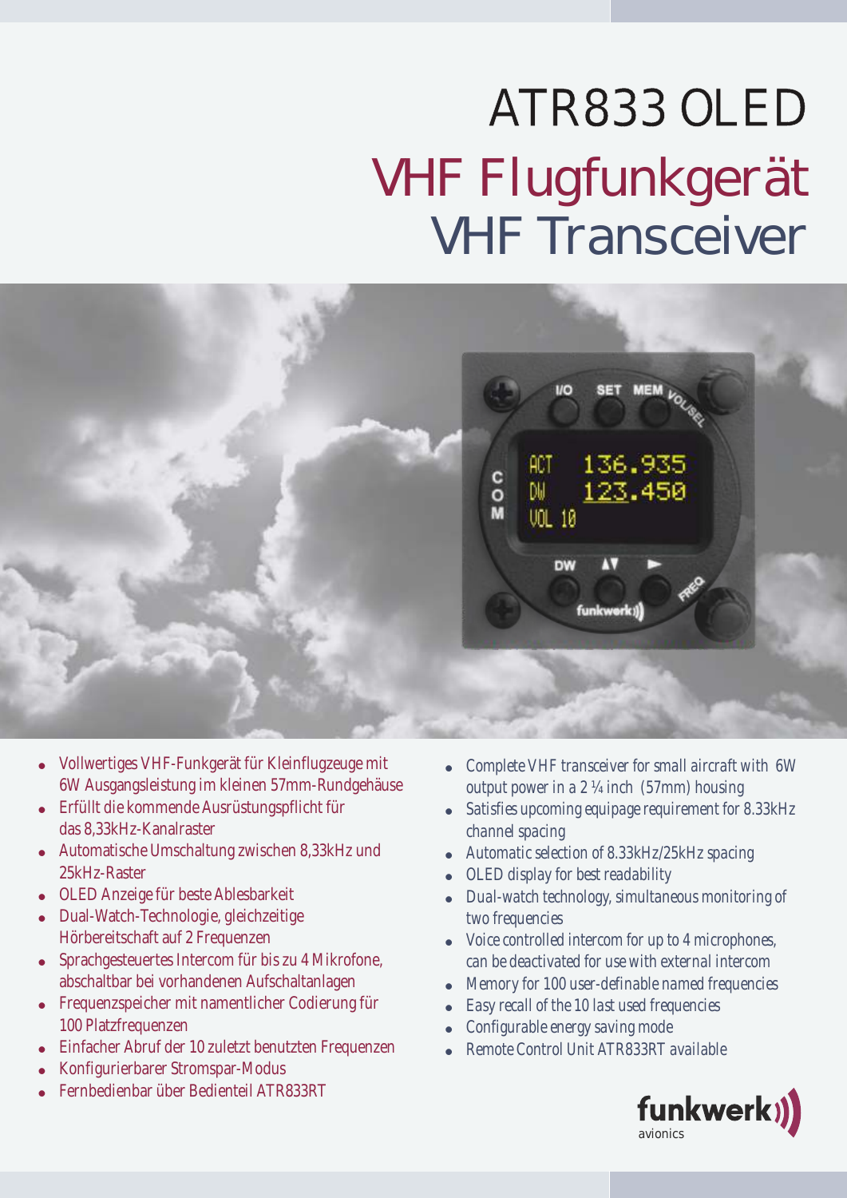# ATR833 OLED

## VHF Flugfunkgerät

## VHF Transceiver

- Vollwertiges VHF-Funkgerät für Kleinflugzeuge mit 6W Ausgangsleistung im kleinen 57mm-Rundgehäuse
- Erfüllt die kommende Ausrüstungspflicht für das 8,33kHz-Kanalraster
- Automatische Umschaltung zwischen 8,33kHz und 25kHz-Raster
- OLED Anzeige für beste Ablesbarkeit
- Dual-Watch-Technologie, gleichzeitige Hörbereitschaft auf 2 Frequenzen
- Sprachgesteuertes Intercom für bis zu 4 Mikrofone, abschaltbar bei vorhandenen Aufschaltanlagen
- Frequenzspeicher mit namentlicher Codierung für 100 Platzfrequenzen
- Einfacher Abruf der 10 zuletzt benutzten Frequenzen
- Konfigurierbarer Stromspar-Modus
- Fernbedienbar über Bedienteil ATR833RT

- Complete VHF transceiver for small aircraft with 6W output power in a 2 ¼ inch (57mm) housing
- Satisfies upcoming equipage requirement for 8.33kHz channel spacing
- Automatic selection of 8.33kHz/25kHz spacing
- OLED display for best readability
- Dual-watch technology, simultaneous monitoring of two frequencies
- Voice controlled intercom for up to 4 microphones, can be deactivated for use with external intercom
- Memory for 100 user-definable named frequencies
- Easy recall of the 10 last used frequencies
- Configurable energy saving mode
- Remote Control Unit ATR833RT available

funkwerk avionics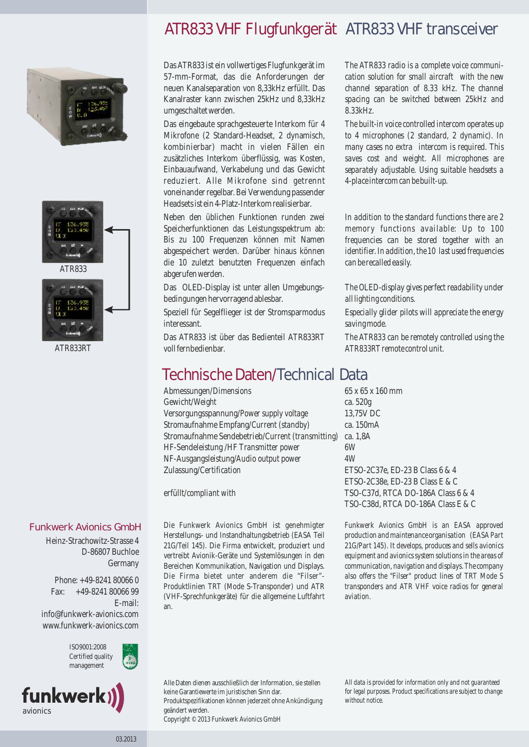# ATR833 VHF Flugfunkgerät ATR833 VHF transceiver

ATR833

ATR833RT

Das ATR833 ist ein vollwertiges Flugfunkgerät im 57-mm-Format, das die Anforderungen der neuen Kanalseparation von 8,33kHz erfüllt. Das Kanalraster kann zwischen 25kHz und 8,33kHz umgeschaltet werden.

Das eingebaute sprachgesteuerte Interkom für 4 Mikrofone (2 Standard-Headset, 2 dynamisch, kombinierbar) macht in vielen Fällen ein zusätzliches Interkom überflüssig, was Kosten, Einbauaufwand, Verkabelung und das Gewicht reduziert. Alle Mikrofone sind getrennt voneinander regelbar. Bei Verwendung passender Headsets ist ein 4-Platz-Interkom realisierbar.

Neben den üblichen Funktionen runden zwei Speicherfunktionen das Leistungsspektrum ab: Bis zu 100 Frequenzen können mit Namen abgespeichert werden. Darüber hinaus können die 10 zuletzt benutzten Frequenzen einfach abgerufen werden.

Das OLED-Display ist unter allen Umgebungsbedingungen hervorragend ablesbar.

Speziell für Segelflieger ist der Stromsparmodus interessant.

Das ATR833 ist über das Bedienteil ATR833RT voll fernbedienbar.

The ATR833 radio is a complete voice communication solution for small aircraft with the new channel separation of 8.33 kHz. The channel spacing can be switched between 25kHz and 8.33kHz.

The built-in voice controlled intercom operates up to 4 microphones (2 standard, 2 dynamic). In many cases no extra intercom is required. This saves cost and weight. All microphones are separately adjustable. Using suitable headsets a 4-place intercom can be built-up.

In addition to the standard functions there are 2 memory functions available: Up to 100 frequencies can be stored together with an identifier. In addition, the 10 last used frequencies can be recalled easily.

The OLED-display gives perfect readability under all lighting conditions.

Especially glider pilots will appreciate the energy saving mode.

The ATR833 can be remotely controlled using the ATR833RT remote control unit.

## Technische Daten/Technical Data

| | |
|---|---|
| Abmessungen/Dimensions | 65 x 65 x 160 mm |
| Gewicht/Weight | ca. 520g |
| Versorgungsspannung/Power supply voltage | 13,75V DC |
| Stromaufnahme Empfang/Current (standby) | ca. 150mA |
| Stromaufnahme Sendebetrieb/Current (transmitting) | ca. 1,8A |
| HF-Sendeleistung /HF Transmitter power | 6W |
| NF-Ausgangsleistung/Audio output power | 4W |
| Zulassung/Certification | ETSO-2C37e, ED-23 B Class 6 & 4<br>ETSO-2C38e, ED-23 B Class E & C |
| erfüllt/compliant with | TSO-C37d, RTCA DO-186A Class 6 & 4<br>TSO-C38d, RTCA DO-186A Class E & C |

Die Funkwerk Avionics GmbH ist genehmigter Herstellungs- und Instandhaltungsbetrieb (EASA Teil 21G/Teil 145). Die Firma entwickelt, produziert und vertreibt Avionik-Geräte und Systemlösungen in den Bereichen Kommunikation, Navigation und Displays. Die Firma bietet unter anderem die "Filser"-Produktlinien TRT (Mode S-Transponder) und ATR (VHF-Sprechfunkgeräte) für die allgemeine Luftfahrt an.

Funkwerk Avionics GmbH is an EASA approved production and maintenance organisation (EASA Part 21G/Part 145). It develops, produces and sells avionics equipment and avionics system solutions in the areas of communication, navigation and displays. The company also offers the "Filser" product lines of TRT Mode S transponders and ATR VHF voice radios for general aviation.

**Funkwerk Avionics GmbH**
Heinz-Strachowitz-Strasse 4
D-86807 Buchloe
Germany

Phone: +49-8241 80066 0
Fax: +49-8241 80066 99
E-mail: info@funkwerk-avionics.com
www.funkwerk-avionics.com

ISO9001:2008
Certified quality management

funkwerk avionics

Alle Daten dienen ausschließlich der Information, sie stellen keine Garantiewerte im juristischen Sinn dar.
Produktspezifikationen können jederzeit ohne Ankündigung geändert werden.
Copyright © 2013 Funkwerk Avionics GmbH

All data is provided for information only and not guaranteed for legal purposes. Product specifications are subject to change without notice.

03.2013